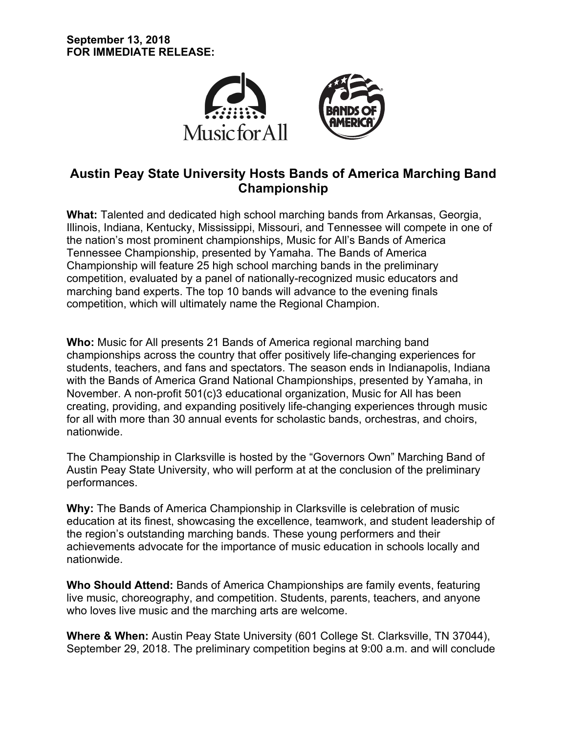**September 13, 2018**
**FOR IMMEDIATE RELEASE:**

# Austin Peay State University Hosts Bands of America Marching Band Championship

**What:** Talented and dedicated high school marching bands from Arkansas, Georgia, Illinois, Indiana, Kentucky, Mississippi, Missouri, and Tennessee will compete in one of the nation's most prominent championships, Music for All's Bands of America Tennessee Championship, presented by Yamaha. The Bands of America Championship will feature 25 high school marching bands in the preliminary competition, evaluated by a panel of nationally-recognized music educators and marching band experts. The top 10 bands will advance to the evening finals competition, which will ultimately name the Regional Champion.

**Who:** Music for All presents 21 Bands of America regional marching band championships across the country that offer positively life-changing experiences for students, teachers, and fans and spectators. The season ends in Indianapolis, Indiana with the Bands of America Grand National Championships, presented by Yamaha, in November. A non-profit 501(c)3 educational organization, Music for All has been creating, providing, and expanding positively life-changing experiences through music for all with more than 30 annual events for scholastic bands, orchestras, and choirs, nationwide.

The Championship in Clarksville is hosted by the "Governors Own" Marching Band of Austin Peay State University, who will perform at at the conclusion of the preliminary performances.

**Why:** The Bands of America Championship in Clarksville is celebration of music education at its finest, showcasing the excellence, teamwork, and student leadership of the region's outstanding marching bands. These young performers and their achievements advocate for the importance of music education in schools locally and nationwide.

**Who Should Attend:** Bands of America Championships are family events, featuring live music, choreography, and competition. Students, parents, teachers, and anyone who loves live music and the marching arts are welcome.

**Where & When:** Austin Peay State University (601 College St. Clarksville, TN 37044), September 29, 2018. The preliminary competition begins at 9:00 a.m. and will conclude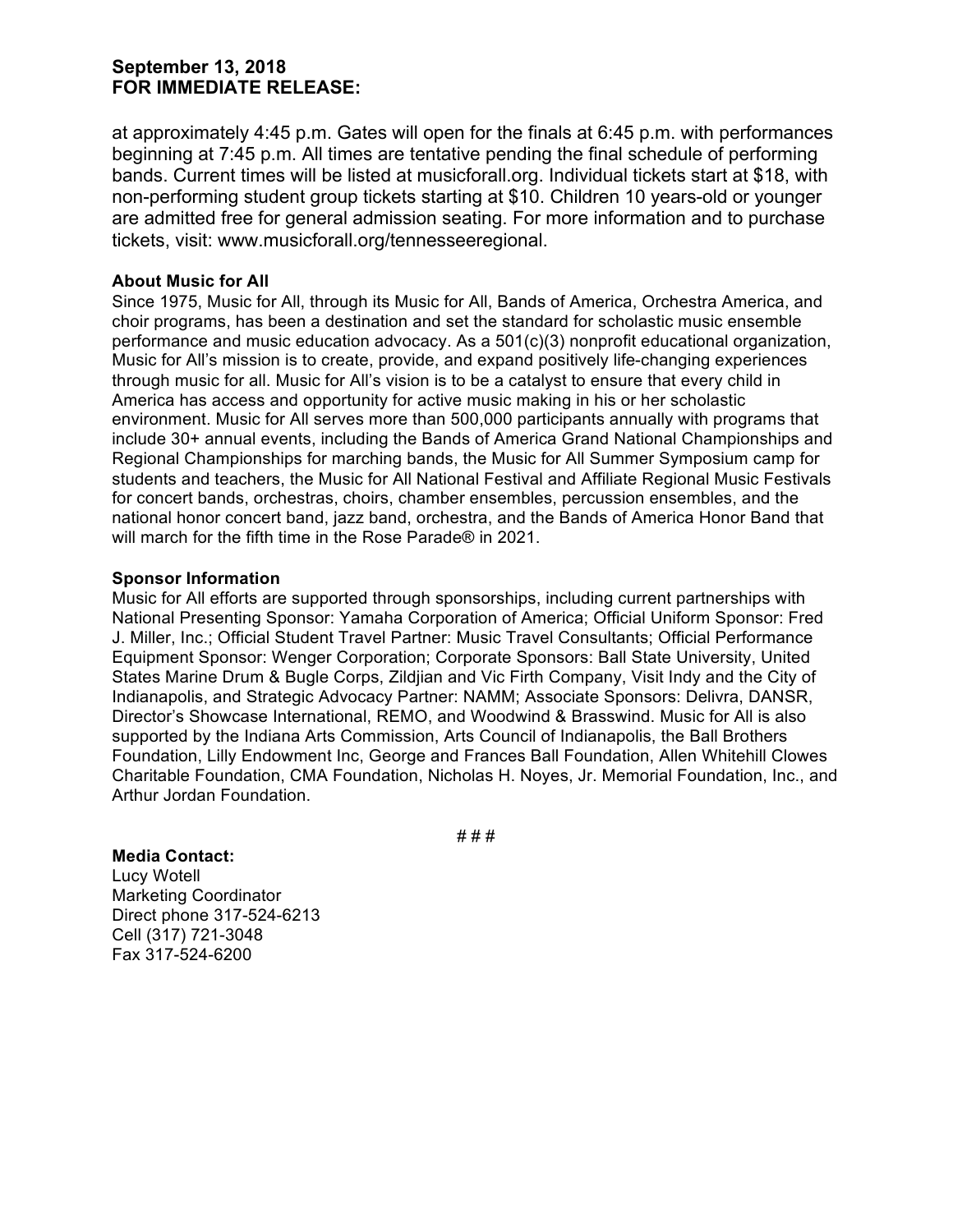at approximately 4:45 p.m. Gates will open for the finals at 6:45 p.m. with performances beginning at 7:45 p.m. All times are tentative pending the final schedule of performing bands. Current times will be listed at musicforall.org. Individual tickets start at $18, with non-performing student group tickets starting at $10. Children 10 years-old or younger are admitted free for general admission seating. For more information and to purchase tickets, visit: www.musicforall.org/tennesseeregional.

**About Music for All**

Since 1975, Music for All, through its Music for All, Bands of America, Orchestra America, and choir programs, has been a destination and set the standard for scholastic music ensemble performance and music education advocacy. As a 501(c)(3) nonprofit educational organization, Music for All's mission is to create, provide, and expand positively life-changing experiences through music for all. Music for All's vision is to be a catalyst to ensure that every child in America has access and opportunity for active music making in his or her scholastic environment. Music for All serves more than 500,000 participants annually with programs that include 30+ annual events, including the Bands of America Grand National Championships and Regional Championships for marching bands, the Music for All Summer Symposium camp for students and teachers, the Music for All National Festival and Affiliate Regional Music Festivals for concert bands, orchestras, choirs, chamber ensembles, percussion ensembles, and the national honor concert band, jazz band, orchestra, and the Bands of America Honor Band that will march for the fifth time in the Rose Parade® in 2021.

**Sponsor Information**

Music for All efforts are supported through sponsorships, including current partnerships with National Presenting Sponsor: Yamaha Corporation of America; Official Uniform Sponsor: Fred J. Miller, Inc.; Official Student Travel Partner: Music Travel Consultants; Official Performance Equipment Sponsor: Wenger Corporation; Corporate Sponsors: Ball State University, United States Marine Drum & Bugle Corps, Zildjian and Vic Firth Company, Visit Indy and the City of Indianapolis, and Strategic Advocacy Partner: NAMM; Associate Sponsors: Delivra, DANSR, Director's Showcase International, REMO, and Woodwind & Brasswind. Music for All is also supported by the Indiana Arts Commission, Arts Council of Indianapolis, the Ball Brothers Foundation, Lilly Endowment Inc, George and Frances Ball Foundation, Allen Whitehill Clowes Charitable Foundation, CMA Foundation, Nicholas H. Noyes, Jr. Memorial Foundation, Inc., and Arthur Jordan Foundation.

# # #

**Media Contact:**

Lucy Wotell
Marketing Coordinator
Direct phone 317-524-6213
Cell (317) 721-3048
Fax 317-524-6200